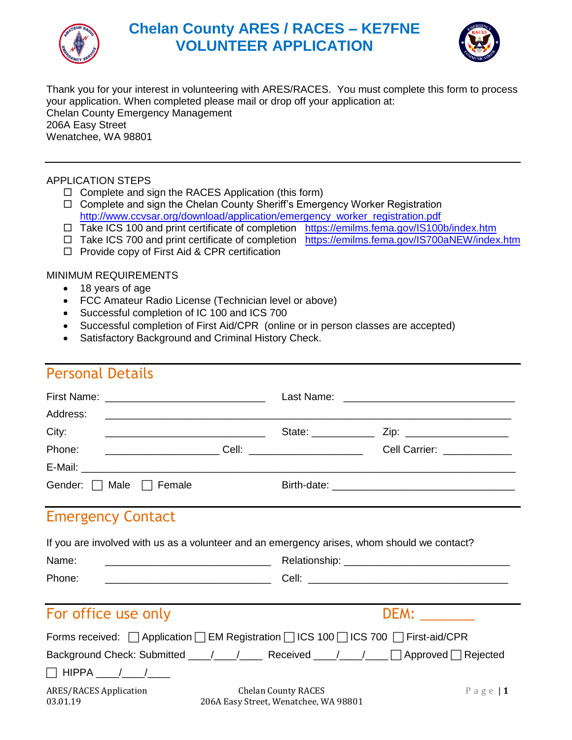# Chelan County ARES / RACES – KE7FNE
# VOLUNTEER APPLICATION

Thank you for your interest in volunteering with ARES/RACES. You must complete this form to process your application. When completed please mail or drop off your application at:
Chelan County Emergency Management
206A Easy Street
Wenatchee, WA 98801

---

APPLICATION STEPS

- ☐ Complete and sign the RACES Application (this form)
- ☐ Complete and sign the Chelan County Sheriff's Emergency Worker Registration http://www.ccvsar.org/download/application/emergency_worker_registration.pdf
- ☐ Take ICS 100 and print certificate of completion https://emilms.fema.gov/IS100b/index.htm
- ☐ Take ICS 700 and print certificate of completion https://emilms.fema.gov/IS700aNEW/index.htm
- ☐ Provide copy of First Aid & CPR certification

MINIMUM REQUIREMENTS

- 18 years of age
- FCC Amateur Radio License (Technician level or above)
- Successful completion of IC 100 and ICS 700
- Successful completion of First Aid/CPR (online or in person classes are accepted)
- Satisfactory Background and Criminal History Check.

## Personal Details

First Name: ___________________________ Last Name: _____________________________

Address: _____________________________________________________________________

City: ___________________________ State: __________ Zip: _________________

Phone: ___________________ Cell: ___________________ Cell Carrier: ___________

E-Mail: ______________________________________________________________________

Gender: ☐ Male ☐ Female Birth-date: ______________________________

## Emergency Contact

If you are involved with us as a volunteer and an emergency arises, whom should we contact?

Name: ____________________________ Relationship: ________________________

Phone: ____________________________ Cell: ________________________________

## For office use only DEM: _______

Forms received: ☐ Application ☐ EM Registration ☐ ICS 100 ☐ ICS 700 ☐ First-aid/CPR

Background Check: Submitted ____/____/____ Received ____/____/____ ☐ Approved ☐ Rejected

☐ HIPPA ____/____/____

ARES/RACES Application
03.01.19

Chelan County RACES
206A Easy Street, Wenatchee, WA 98801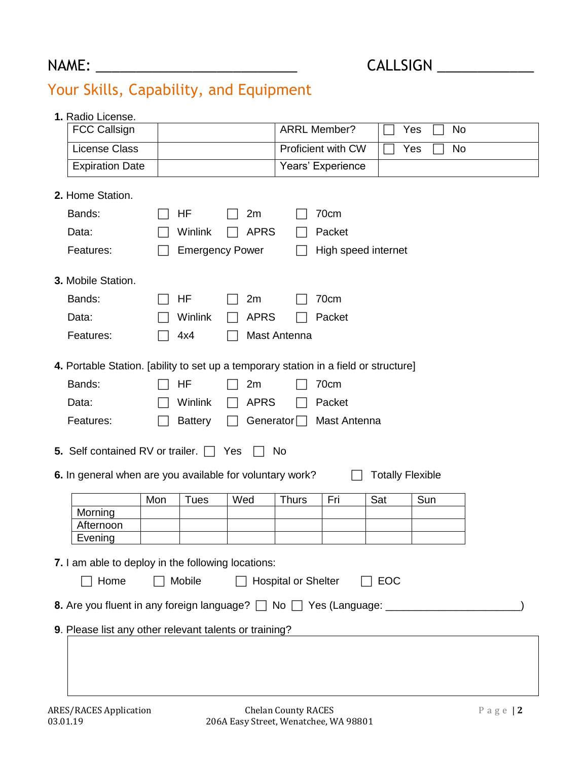NAME: ___________________________ CALLSIGN _____________

## Your Skills, Capability, and Equipment

**1.** Radio License.

| | | | |
|---|---|---|---|
| FCC Callsign | | ARRL Member? | ☐ Yes ☐ No |
| License Class | | Proficient with CW | ☐ Yes ☐ No |
| Expiration Date | | Years' Experience | |

**2.** Home Station.

Bands: ☐ HF ☐ 2m ☐ 70cm

Data: ☐ Winlink ☐ APRS ☐ Packet

Features: ☐ Emergency Power ☐ High speed internet

**3.** Mobile Station.

Bands: ☐ HF ☐ 2m ☐ 70cm

Data: ☐ Winlink ☐ APRS ☐ Packet

Features: ☐ 4x4 ☐ Mast Antenna

**4.** Portable Station. [ability to set up a temporary station in a field or structure]

Bands: ☐ HF ☐ 2m ☐ 70cm

Data: ☐ Winlink ☐ APRS ☐ Packet

Features: ☐ Battery ☐ Generator ☐ Mast Antenna

**5.** Self contained RV or trailer. ☐ Yes ☐ No

**6.** In general when are you available for voluntary work? ☐ Totally Flexible

| | Mon | Tues | Wed | Thurs | Fri | Sat | Sun |
|---|---|---|---|---|---|---|---|
| Morning | | | | | | | |
| Afternoon | | | | | | | |
| Evening | | | | | | | |

**7.** I am able to deploy in the following locations:

☐ Home ☐ Mobile ☐ Hospital or Shelter ☐ EOC

**8.** Are you fluent in any foreign language? ☐ No ☐ Yes (Language: ______________________)

**9**. Please list any other relevant talents or training?

| |
|---|
| |

ARES/RACES Application
03.01.19

Chelan County RACES
206A Easy Street, Wenatchee, WA 98801